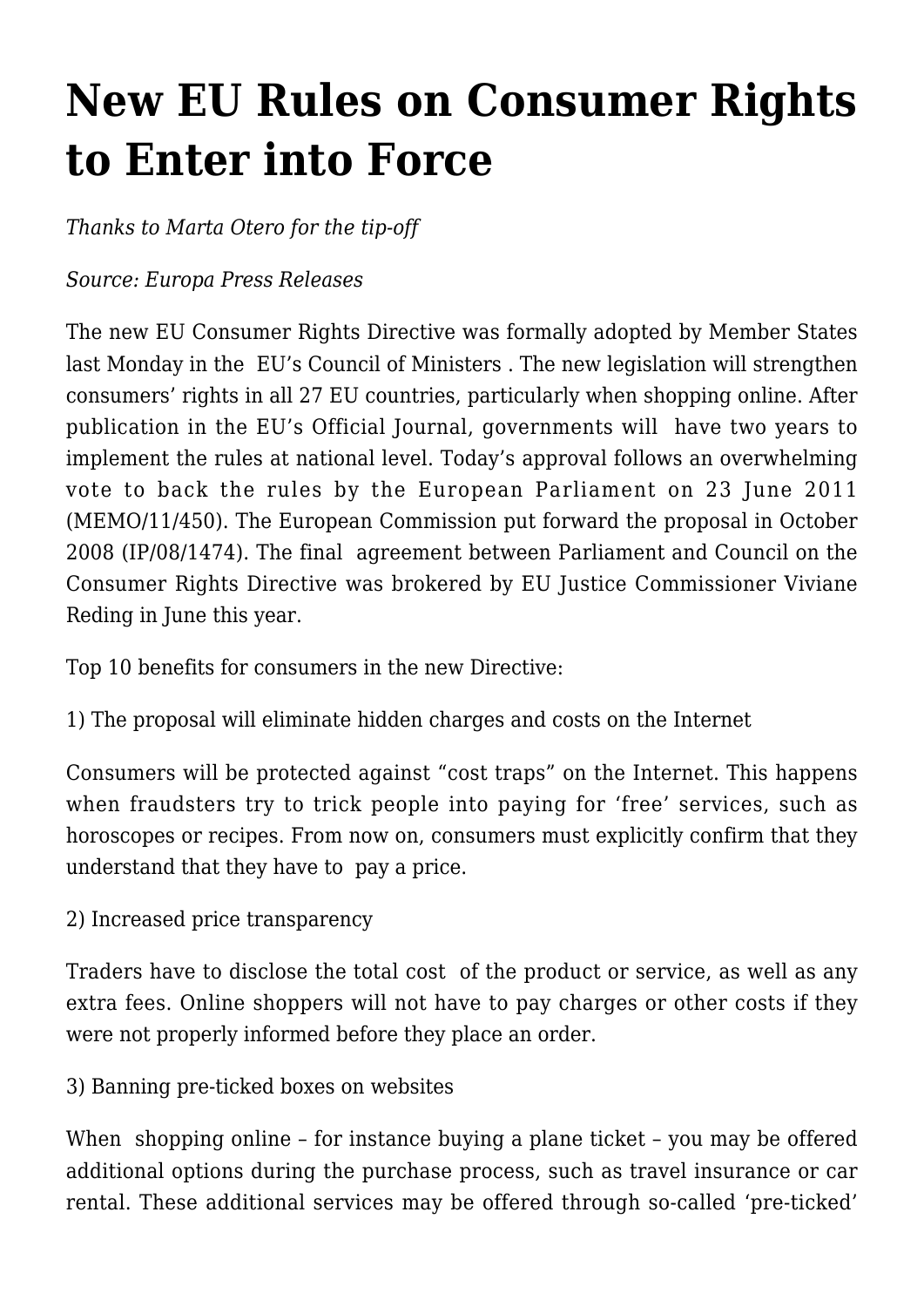# New EU Rules on Consumer Rights to Enter into Force

*Thanks to Marta Otero for the tip-off*

*Source: Europa Press Releases*

The new EU Consumer Rights Directive was formally adopted by Member States last Monday in the EU's Council of Ministers . The new legislation will strengthen consumers' rights in all 27 EU countries, particularly when shopping online. After publication in the EU's Official Journal, governments will have two years to implement the rules at national level. Today's approval follows an overwhelming vote to back the rules by the European Parliament on 23 June 2011 (MEMO/11/450). The European Commission put forward the proposal in October 2008 (IP/08/1474). The final agreement between Parliament and Council on the Consumer Rights Directive was brokered by EU Justice Commissioner Viviane Reding in June this year.

Top 10 benefits for consumers in the new Directive:

1) The proposal will eliminate hidden charges and costs on the Internet

Consumers will be protected against "cost traps" on the Internet. This happens when fraudsters try to trick people into paying for 'free' services, such as horoscopes or recipes. From now on, consumers must explicitly confirm that they understand that they have to pay a price.

2) Increased price transparency

Traders have to disclose the total cost of the product or service, as well as any extra fees. Online shoppers will not have to pay charges or other costs if they were not properly informed before they place an order.

3) Banning pre-ticked boxes on websites

When shopping online – for instance buying a plane ticket – you may be offered additional options during the purchase process, such as travel insurance or car rental. These additional services may be offered through so-called 'pre-ticked'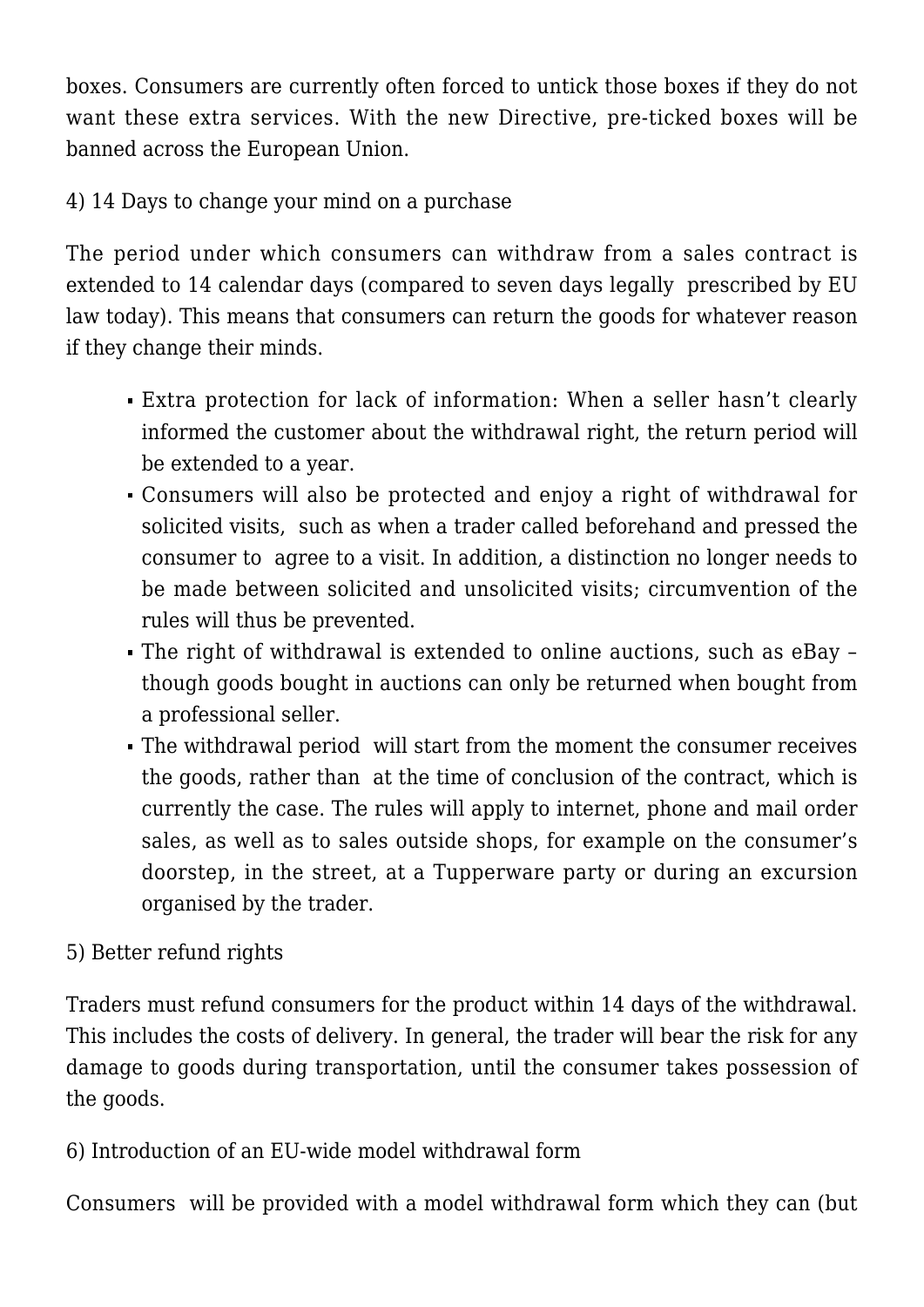boxes. Consumers are currently often forced to untick those boxes if they do not want these extra services. With the new Directive, pre-ticked boxes will be banned across the European Union.

4) 14 Days to change your mind on a purchase

The period under which consumers can withdraw from a sales contract is extended to 14 calendar days (compared to seven days legally prescribed by EU law today). This means that consumers can return the goods for whatever reason if they change their minds.

- Extra protection for lack of information: When a seller hasn't clearly informed the customer about the withdrawal right, the return period will be extended to a year.
- Consumers will also be protected and enjoy a right of withdrawal for solicited visits, such as when a trader called beforehand and pressed the consumer to agree to a visit. In addition, a distinction no longer needs to be made between solicited and unsolicited visits; circumvention of the rules will thus be prevented.
- The right of withdrawal is extended to online auctions, such as eBay – though goods bought in auctions can only be returned when bought from a professional seller.
- The withdrawal period will start from the moment the consumer receives the goods, rather than at the time of conclusion of the contract, which is currently the case. The rules will apply to internet, phone and mail order sales, as well as to sales outside shops, for example on the consumer's doorstep, in the street, at a Tupperware party or during an excursion organised by the trader.

5) Better refund rights

Traders must refund consumers for the product within 14 days of the withdrawal. This includes the costs of delivery. In general, the trader will bear the risk for any damage to goods during transportation, until the consumer takes possession of the goods.

6) Introduction of an EU-wide model withdrawal form

Consumers will be provided with a model withdrawal form which they can (but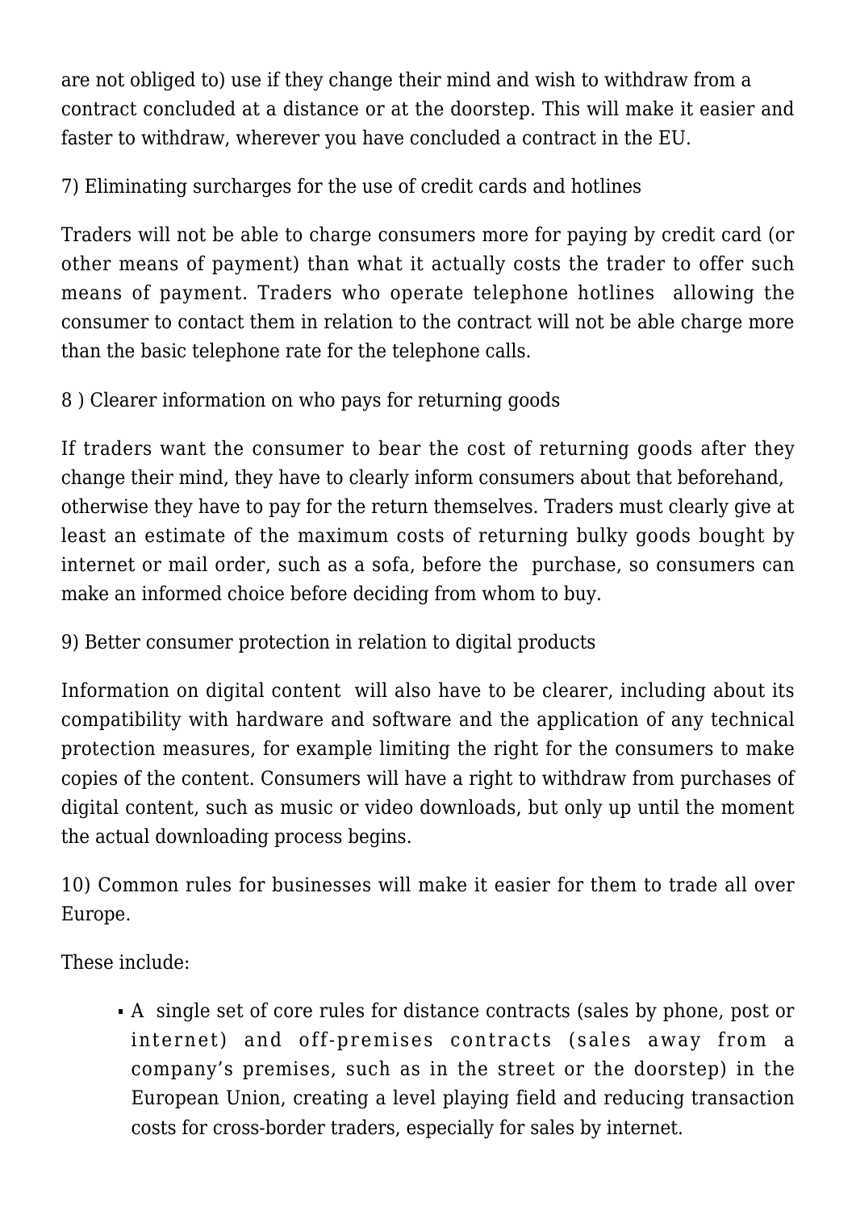are not obliged to) use if they change their mind and wish to withdraw from a contract concluded at a distance or at the doorstep. This will make it easier and faster to withdraw, wherever you have concluded a contract in the EU.

7) Eliminating surcharges for the use of credit cards and hotlines

Traders will not be able to charge consumers more for paying by credit card (or other means of payment) than what it actually costs the trader to offer such means of payment. Traders who operate telephone hotlines allowing the consumer to contact them in relation to the contract will not be able charge more than the basic telephone rate for the telephone calls.

8 ) Clearer information on who pays for returning goods

If traders want the consumer to bear the cost of returning goods after they change their mind, they have to clearly inform consumers about that beforehand, otherwise they have to pay for the return themselves. Traders must clearly give at least an estimate of the maximum costs of returning bulky goods bought by internet or mail order, such as a sofa, before the purchase, so consumers can make an informed choice before deciding from whom to buy.

9) Better consumer protection in relation to digital products

Information on digital content will also have to be clearer, including about its compatibility with hardware and software and the application of any technical protection measures, for example limiting the right for the consumers to make copies of the content. Consumers will have a right to withdraw from purchases of digital content, such as music or video downloads, but only up until the moment the actual downloading process begins.

10) Common rules for businesses will make it easier for them to trade all over Europe.

These include:

- A single set of core rules for distance contracts (sales by phone, post or internet) and off-premises contracts (sales away from a company's premises, such as in the street or the doorstep) in the European Union, creating a level playing field and reducing transaction costs for cross-border traders, especially for sales by internet.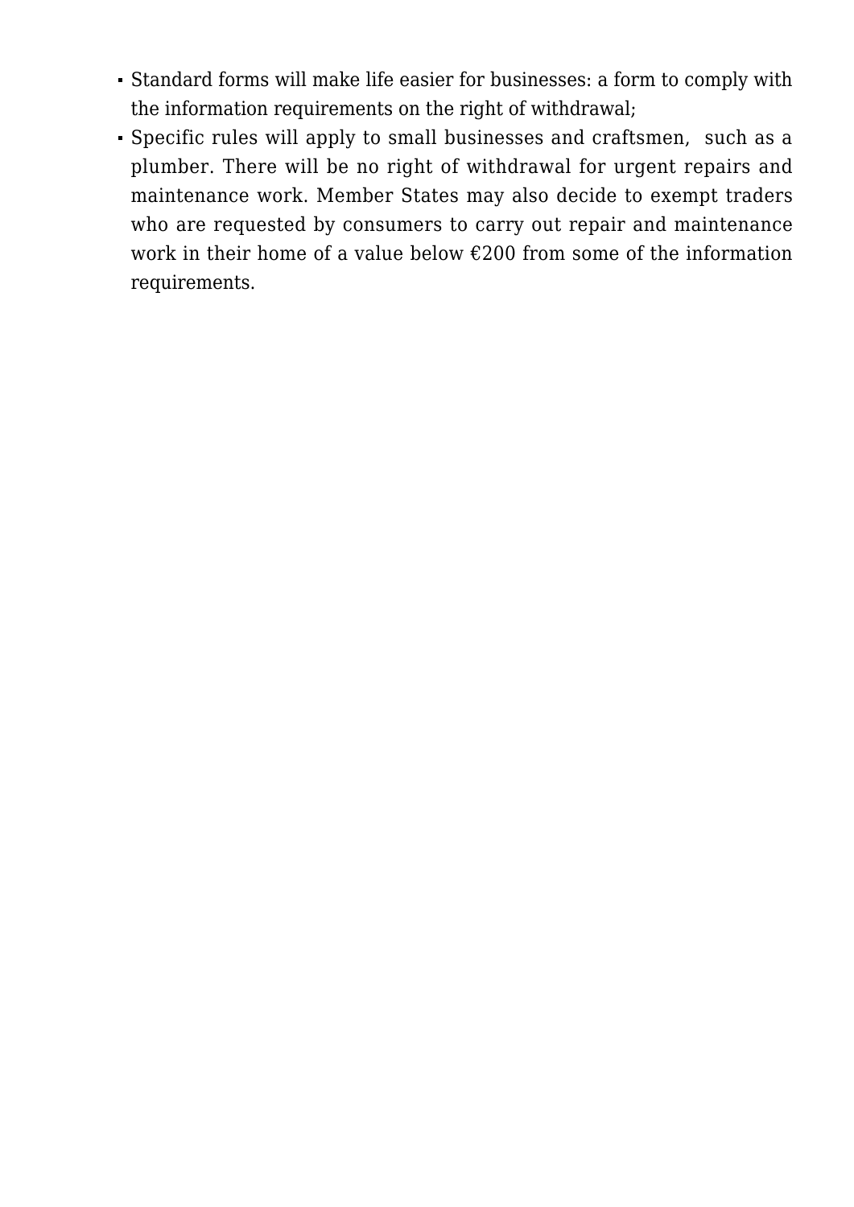- Standard forms will make life easier for businesses: a form to comply with the information requirements on the right of withdrawal;
- Specific rules will apply to small businesses and craftsmen, such as a plumber. There will be no right of withdrawal for urgent repairs and maintenance work. Member States may also decide to exempt traders who are requested by consumers to carry out repair and maintenance work in their home of a value below €200 from some of the information requirements.